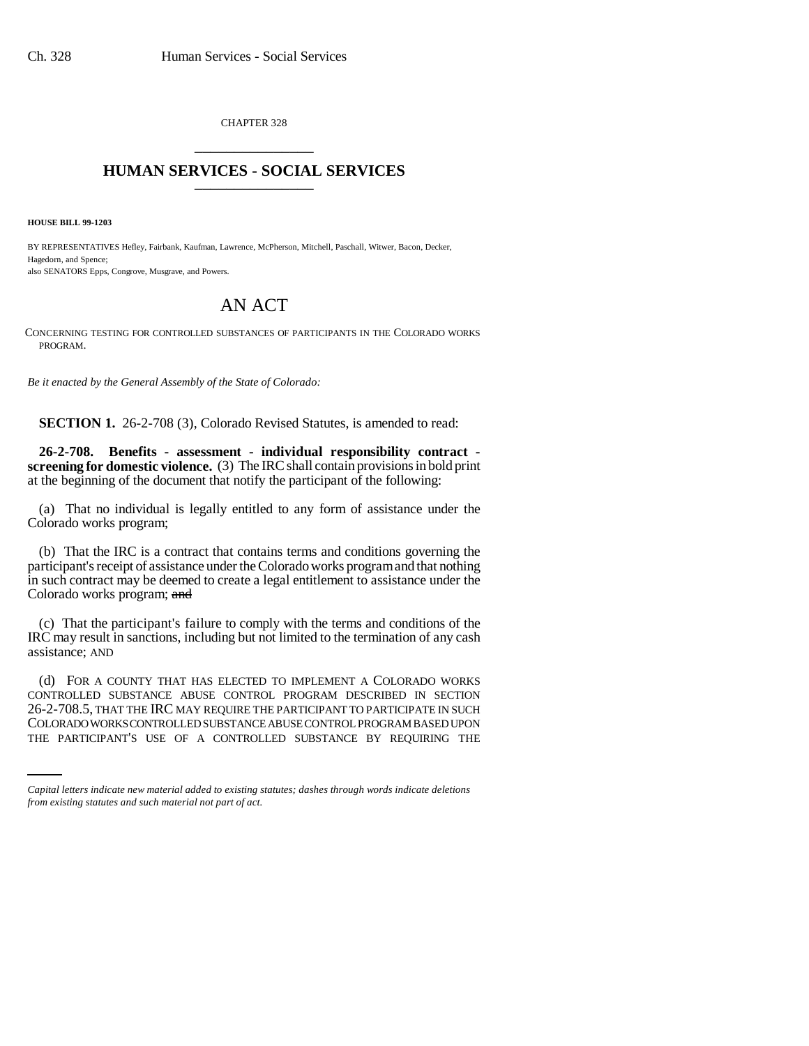CHAPTER 328

# HUMAN SERVICES - SOCIAL SERVICES

**HOUSE BILL 99-1203**

BY REPRESENTATIVES Hefley, Fairbank, Kaufman, Lawrence, McPherson, Mitchell, Paschall, Witwer, Bacon, Decker, Hagedorn, and Spence;
also SENATORS Epps, Congrove, Musgrave, and Powers.

# AN ACT

CONCERNING TESTING FOR CONTROLLED SUBSTANCES OF PARTICIPANTS IN THE COLORADO WORKS PROGRAM.

*Be it enacted by the General Assembly of the State of Colorado:*

**SECTION 1.** 26-2-708 (3), Colorado Revised Statutes, is amended to read:

**26-2-708. Benefits - assessment - individual responsibility contract - screening for domestic violence.** (3) The IRC shall contain provisions in bold print at the beginning of the document that notify the participant of the following:

(a) That no individual is legally entitled to any form of assistance under the Colorado works program;

(b) That the IRC is a contract that contains terms and conditions governing the participant's receipt of assistance under the Colorado works program and that nothing in such contract may be deemed to create a legal entitlement to assistance under the Colorado works program; ~~and~~

(c) That the participant's failure to comply with the terms and conditions of the IRC may result in sanctions, including but not limited to the termination of any cash assistance; AND

(d) FOR A COUNTY THAT HAS ELECTED TO IMPLEMENT A COLORADO WORKS CONTROLLED SUBSTANCE ABUSE CONTROL PROGRAM DESCRIBED IN SECTION 26-2-708.5, THAT THE IRC MAY REQUIRE THE PARTICIPANT TO PARTICIPATE IN SUCH COLORADO WORKS CONTROLLED SUBSTANCE ABUSE CONTROL PROGRAM BASED UPON THE PARTICIPANT'S USE OF A CONTROLLED SUBSTANCE BY REQUIRING THE

*Capital letters indicate new material added to existing statutes; dashes through words indicate deletions from existing statutes and such material not part of act.*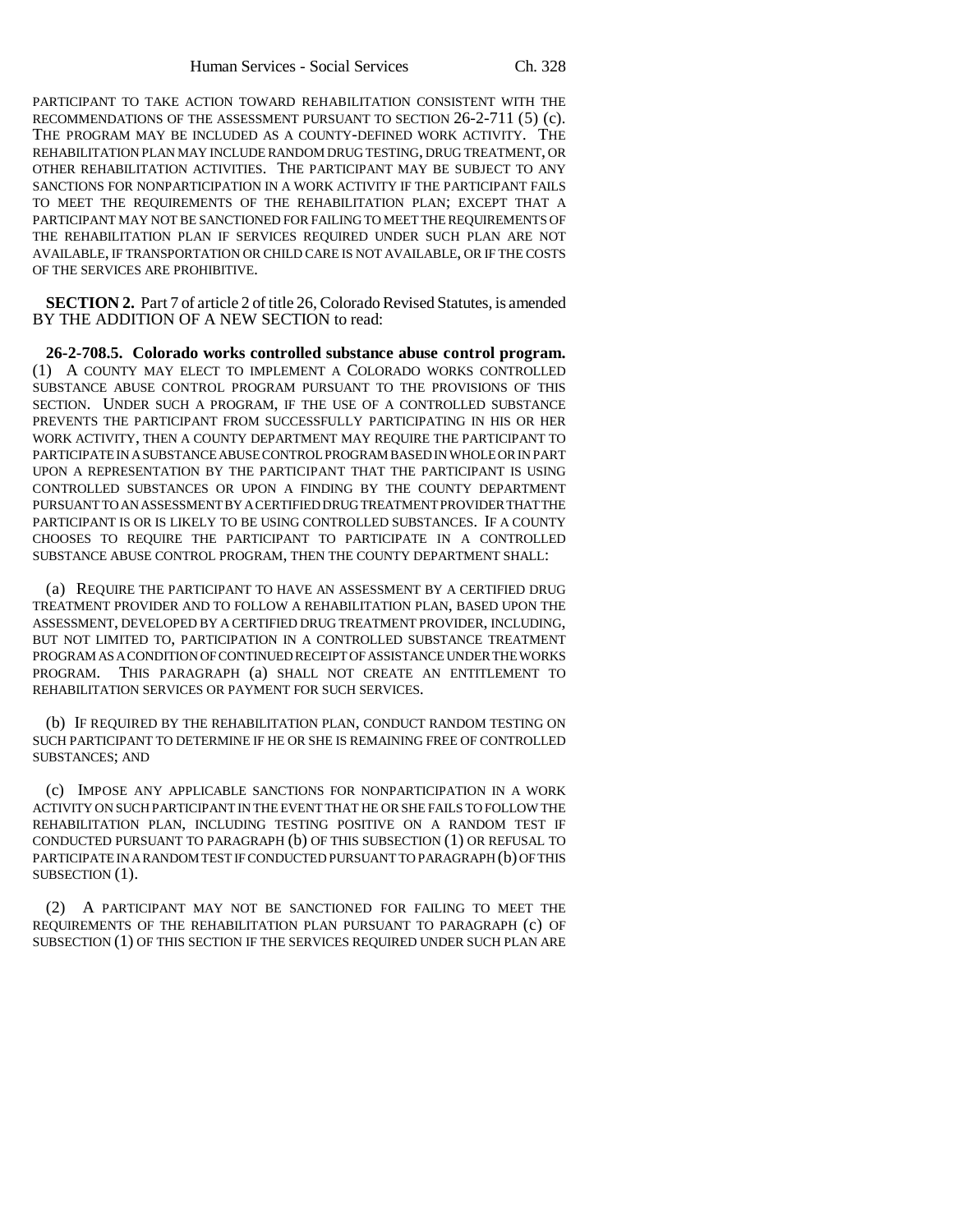PARTICIPANT TO TAKE ACTION TOWARD REHABILITATION CONSISTENT WITH THE RECOMMENDATIONS OF THE ASSESSMENT PURSUANT TO SECTION 26-2-711 (5) (c). THE PROGRAM MAY BE INCLUDED AS A COUNTY-DEFINED WORK ACTIVITY. THE REHABILITATION PLAN MAY INCLUDE RANDOM DRUG TESTING, DRUG TREATMENT, OR OTHER REHABILITATION ACTIVITIES. THE PARTICIPANT MAY BE SUBJECT TO ANY SANCTIONS FOR NONPARTICIPATION IN A WORK ACTIVITY IF THE PARTICIPANT FAILS TO MEET THE REQUIREMENTS OF THE REHABILITATION PLAN; EXCEPT THAT A PARTICIPANT MAY NOT BE SANCTIONED FOR FAILING TO MEET THE REQUIREMENTS OF THE REHABILITATION PLAN IF SERVICES REQUIRED UNDER SUCH PLAN ARE NOT AVAILABLE, IF TRANSPORTATION OR CHILD CARE IS NOT AVAILABLE, OR IF THE COSTS OF THE SERVICES ARE PROHIBITIVE.

**SECTION 2.** Part 7 of article 2 of title 26, Colorado Revised Statutes, is amended BY THE ADDITION OF A NEW SECTION to read:

**26-2-708.5. Colorado works controlled substance abuse control program.** (1) A COUNTY MAY ELECT TO IMPLEMENT A COLORADO WORKS CONTROLLED SUBSTANCE ABUSE CONTROL PROGRAM PURSUANT TO THE PROVISIONS OF THIS SECTION. UNDER SUCH A PROGRAM, IF THE USE OF A CONTROLLED SUBSTANCE PREVENTS THE PARTICIPANT FROM SUCCESSFULLY PARTICIPATING IN HIS OR HER WORK ACTIVITY, THEN A COUNTY DEPARTMENT MAY REQUIRE THE PARTICIPANT TO PARTICIPATE IN A SUBSTANCE ABUSE CONTROL PROGRAM BASED IN WHOLE OR IN PART UPON A REPRESENTATION BY THE PARTICIPANT THAT THE PARTICIPANT IS USING CONTROLLED SUBSTANCES OR UPON A FINDING BY THE COUNTY DEPARTMENT PURSUANT TO AN ASSESSMENT BY A CERTIFIED DRUG TREATMENT PROVIDER THAT THE PARTICIPANT IS OR IS LIKELY TO BE USING CONTROLLED SUBSTANCES. IF A COUNTY CHOOSES TO REQUIRE THE PARTICIPANT TO PARTICIPATE IN A CONTROLLED SUBSTANCE ABUSE CONTROL PROGRAM, THEN THE COUNTY DEPARTMENT SHALL:

(a) REQUIRE THE PARTICIPANT TO HAVE AN ASSESSMENT BY A CERTIFIED DRUG TREATMENT PROVIDER AND TO FOLLOW A REHABILITATION PLAN, BASED UPON THE ASSESSMENT, DEVELOPED BY A CERTIFIED DRUG TREATMENT PROVIDER, INCLUDING, BUT NOT LIMITED TO, PARTICIPATION IN A CONTROLLED SUBSTANCE TREATMENT PROGRAM AS A CONDITION OF CONTINUED RECEIPT OF ASSISTANCE UNDER THE WORKS PROGRAM. THIS PARAGRAPH (a) SHALL NOT CREATE AN ENTITLEMENT TO REHABILITATION SERVICES OR PAYMENT FOR SUCH SERVICES.

(b) IF REQUIRED BY THE REHABILITATION PLAN, CONDUCT RANDOM TESTING ON SUCH PARTICIPANT TO DETERMINE IF HE OR SHE IS REMAINING FREE OF CONTROLLED SUBSTANCES; AND

(c) IMPOSE ANY APPLICABLE SANCTIONS FOR NONPARTICIPATION IN A WORK ACTIVITY ON SUCH PARTICIPANT IN THE EVENT THAT HE OR SHE FAILS TO FOLLOW THE REHABILITATION PLAN, INCLUDING TESTING POSITIVE ON A RANDOM TEST IF CONDUCTED PURSUANT TO PARAGRAPH (b) OF THIS SUBSECTION (1) OR REFUSAL TO PARTICIPATE IN A RANDOM TEST IF CONDUCTED PURSUANT TO PARAGRAPH (b) OF THIS SUBSECTION (1).

(2) A PARTICIPANT MAY NOT BE SANCTIONED FOR FAILING TO MEET THE REQUIREMENTS OF THE REHABILITATION PLAN PURSUANT TO PARAGRAPH (c) OF SUBSECTION (1) OF THIS SECTION IF THE SERVICES REQUIRED UNDER SUCH PLAN ARE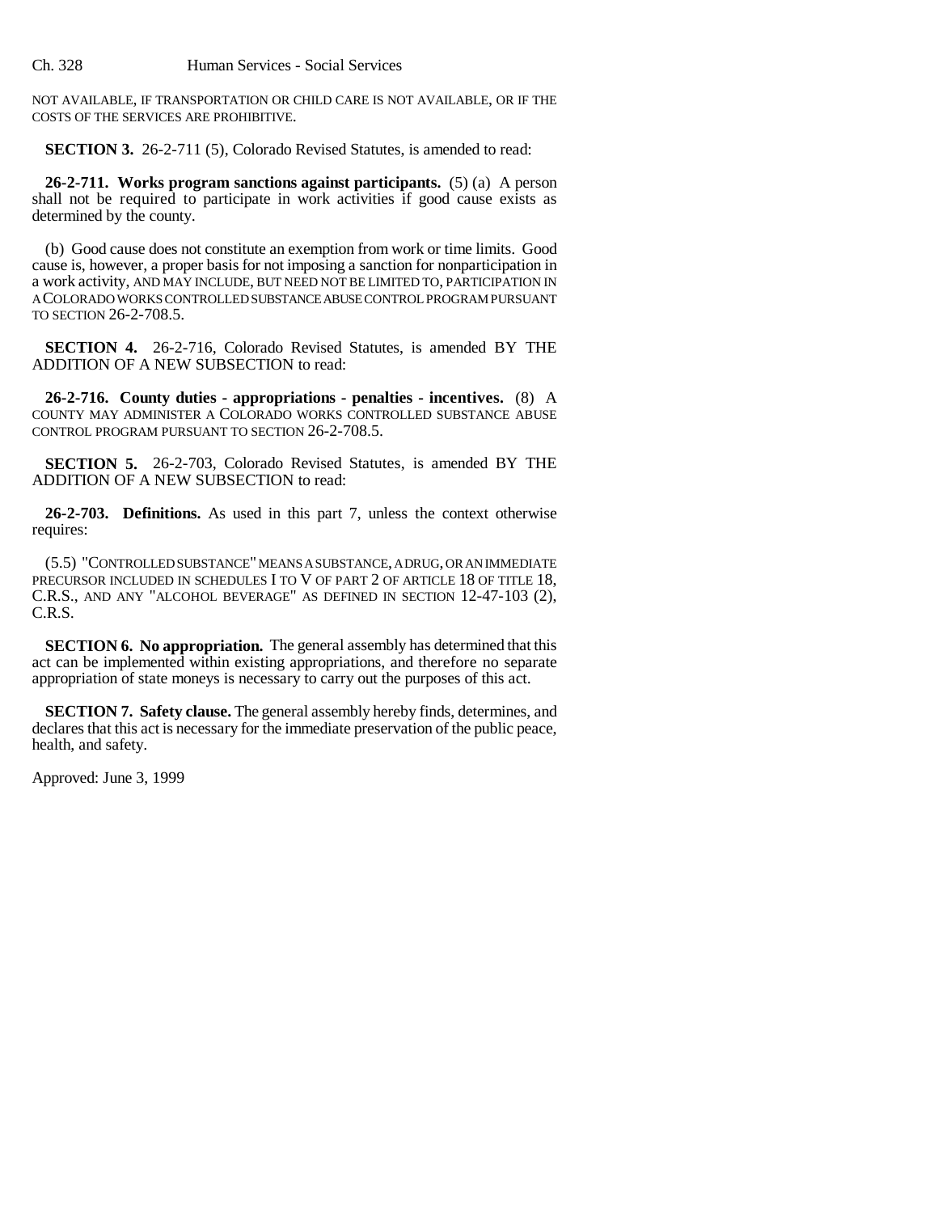NOT AVAILABLE, IF TRANSPORTATION OR CHILD CARE IS NOT AVAILABLE, OR IF THE COSTS OF THE SERVICES ARE PROHIBITIVE.

**SECTION 3.** 26-2-711 (5), Colorado Revised Statutes, is amended to read:

**26-2-711. Works program sanctions against participants.** (5) (a) A person shall not be required to participate in work activities if good cause exists as determined by the county.

(b) Good cause does not constitute an exemption from work or time limits. Good cause is, however, a proper basis for not imposing a sanction for nonparticipation in a work activity, AND MAY INCLUDE, BUT NEED NOT BE LIMITED TO, PARTICIPATION IN A COLORADO WORKS CONTROLLED SUBSTANCE ABUSE CONTROL PROGRAM PURSUANT TO SECTION 26-2-708.5.

**SECTION 4.** 26-2-716, Colorado Revised Statutes, is amended BY THE ADDITION OF A NEW SUBSECTION to read:

**26-2-716. County duties - appropriations - penalties - incentives.** (8) A COUNTY MAY ADMINISTER A COLORADO WORKS CONTROLLED SUBSTANCE ABUSE CONTROL PROGRAM PURSUANT TO SECTION 26-2-708.5.

**SECTION 5.** 26-2-703, Colorado Revised Statutes, is amended BY THE ADDITION OF A NEW SUBSECTION to read:

**26-2-703. Definitions.** As used in this part 7, unless the context otherwise requires:

(5.5) "CONTROLLED SUBSTANCE" MEANS A SUBSTANCE, A DRUG, OR AN IMMEDIATE PRECURSOR INCLUDED IN SCHEDULES I TO V OF PART 2 OF ARTICLE 18 OF TITLE 18, C.R.S., AND ANY "ALCOHOL BEVERAGE" AS DEFINED IN SECTION 12-47-103 (2), C.R.S.

**SECTION 6. No appropriation.** The general assembly has determined that this act can be implemented within existing appropriations, and therefore no separate appropriation of state moneys is necessary to carry out the purposes of this act.

**SECTION 7. Safety clause.** The general assembly hereby finds, determines, and declares that this act is necessary for the immediate preservation of the public peace, health, and safety.

Approved: June 3, 1999